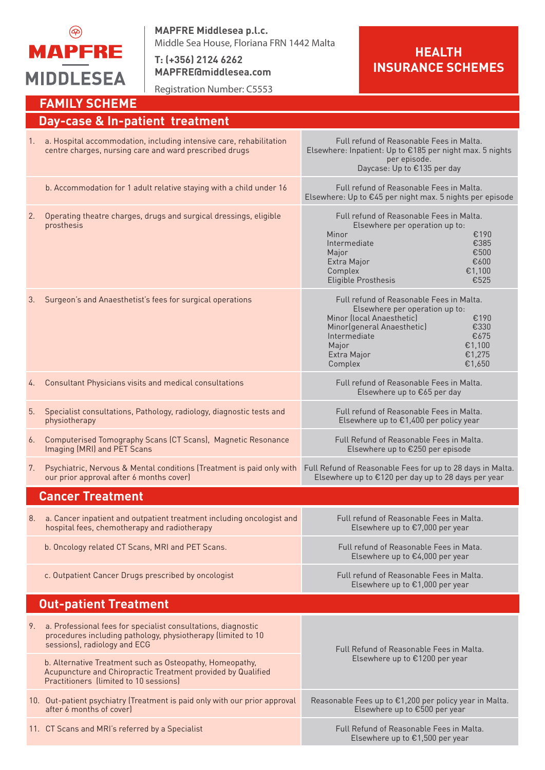MAPFRE MIDDLESEA

**MAPFRE Middlesea p.l.c.**
Middle Sea House, Floriana FRN 1442 Malta
**T: (+356) 2124 6262**
**MAPFRE@middlesea.com**
Registration Number: C5553

# HEALTH INSURANCE SCHEMES

## FAMILY SCHEME

### Day-case & In-patient treatment

| | |
|---|---|
| 1. a. Hospital accommodation, including intensive care, rehabilitation centre charges, nursing care and ward prescribed drugs | Full refund of Reasonable Fees in Malta.<br>Elsewhere: Inpatient: Up to €185 per night max. 5 nights per episode.<br>Daycase: Up to €135 per day |
| b. Accommodation for 1 adult relative staying with a child under 16 | Full refund of Reasonable Fees in Malta.<br>Elsewhere: Up to €45 per night max. 5 nights per episode |
| 2. Operating theatre charges, drugs and surgical dressings, eligible prosthesis | Full refund of Reasonable Fees in Malta.<br>Elsewhere per operation up to:<br>Minor €190<br>Intermediate €385<br>Major €500<br>Extra Major €600<br>Complex €1,100<br>Eligible Prosthesis €525 |
| 3. Surgeon's and Anaesthetist's fees for surgical operations | Full refund of Reasonable Fees in Malta.<br>Elsewhere per operation up to:<br>Minor (local Anaesthetic) €190<br>Minor(general Anaesthetic) €330<br>Intermediate €675<br>Major €1,100<br>Extra Major €1,275<br>Complex €1,650 |
| 4. Consultant Physicians visits and medical consultations | Full refund of Reasonable Fees in Malta.<br>Elsewhere up to €65 per day |
| 5. Specialist consultations, Pathology, radiology, diagnostic tests and physiotherapy | Full refund of Reasonable Fees in Malta.<br>Elsewhere up to €1,400 per policy year |
| 6. Computerised Tomography Scans (CT Scans), Magnetic Resonance Imaging (MRI) and PET Scans | Full Refund of Reasonable Fees in Malta.<br>Elsewhere up to €250 per episode |
| 7. Psychiatric, Nervous & Mental conditions (Treatment is paid only with our prior approval after 6 months cover) | Full Refund of Reasonable Fees for up to 28 days in Malta.<br>Elsewhere up to €120 per day up to 28 days per year |

### Cancer Treatment

| | |
|---|---|
| 8. a. Cancer inpatient and outpatient treatment including oncologist and hospital fees, chemotherapy and radiotherapy | Full refund of Reasonable Fees in Malta.<br>Elsewhere up to €7,000 per year |
| b. Oncology related CT Scans, MRI and PET Scans. | Full refund of Reasonable Fees in Mata.<br>Elsewhere up to €4,000 per year |
| c. Outpatient Cancer Drugs prescribed by oncologist | Full refund of Reasonable Fees in Malta.<br>Elsewhere up to €1,000 per year |

### Out-patient Treatment

| | |
|---|---|
| 9. a. Professional fees for specialist consultations, diagnostic procedures including pathology, physiotherapy (limited to 10 sessions), radiology and ECG<br><br>b. Alternative Treatment such as Osteopathy, Homeopathy, Acupuncture and Chiropractic Treatment provided by Qualified Practitioners (limited to 10 sessions) | Full Refund of Reasonable Fees in Malta.<br>Elsewhere up to €1200 per year |
| 10. Out-patient psychiatry (Treatment is paid only with our prior approval after 6 months of cover) | Reasonable Fees up to €1,200 per policy year in Malta.<br>Elsewhere up to €500 per year |
| 11. CT Scans and MRI's referred by a Specialist | Full Refund of Reasonable Fees in Malta.<br>Elsewhere up to €1,500 per year |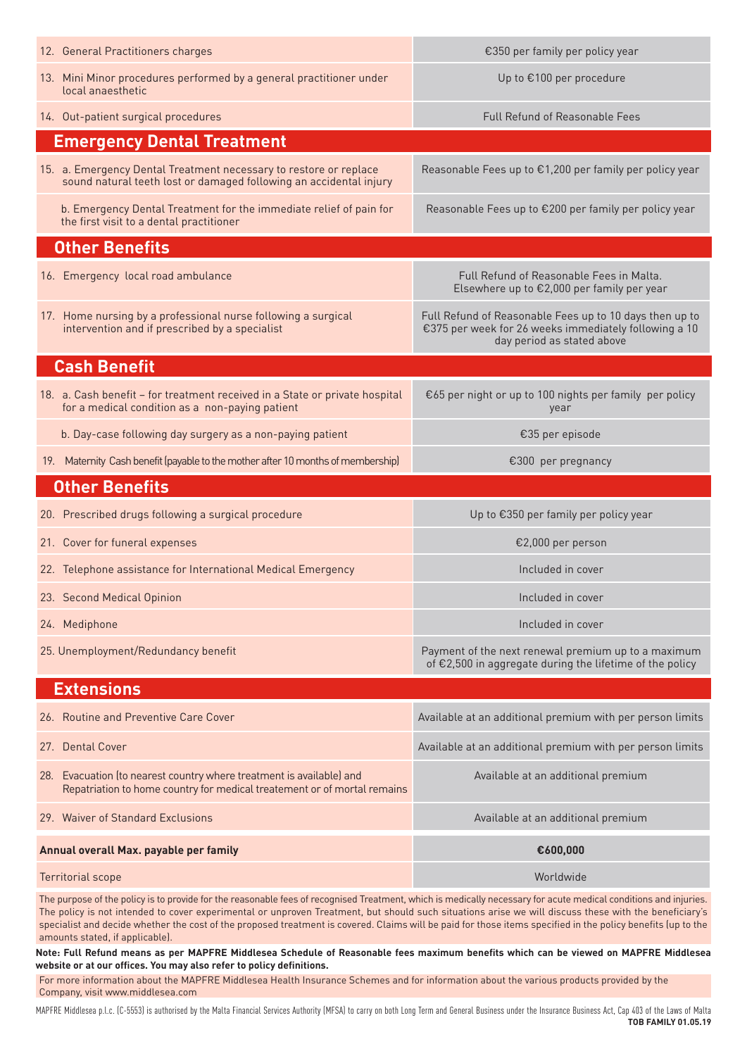| | |
|---|---|
| 12. General Practitioners charges | €350 per family per policy year |
| 13. Mini Minor procedures performed by a general practitioner under local anaesthetic | Up to €100 per procedure |
| 14. Out-patient surgical procedures | Full Refund of Reasonable Fees |
| **Emergency Dental Treatment** | |
| 15. a. Emergency Dental Treatment necessary to restore or replace sound natural teeth lost or damaged following an accidental injury | Reasonable Fees up to €1,200 per family per policy year |
| b. Emergency Dental Treatment for the immediate relief of pain for the first visit to a dental practitioner | Reasonable Fees up to €200 per family per policy year |
| **Other Benefits** | |
| 16. Emergency local road ambulance | Full Refund of Reasonable Fees in Malta. Elsewhere up to €2,000 per family per year |
| 17. Home nursing by a professional nurse following a surgical intervention and if prescribed by a specialist | Full Refund of Reasonable Fees up to 10 days then up to €375 per week for 26 weeks immediately following a 10 day period as stated above |
| **Cash Benefit** | |
| 18. a. Cash benefit – for treatment received in a State or private hospital for a medical condition as a non-paying patient | €65 per night or up to 100 nights per family per policy year |
| b. Day-case following day surgery as a non-paying patient | €35 per episode |
| 19. Maternity Cash benefit (payable to the mother after 10 months of membership) | €300 per pregnancy |
| **Other Benefits** | |
| 20. Prescribed drugs following a surgical procedure | Up to €350 per family per policy year |
| 21. Cover for funeral expenses | €2,000 per person |
| 22. Telephone assistance for International Medical Emergency | Included in cover |
| 23. Second Medical Opinion | Included in cover |
| 24. Mediphone | Included in cover |
| 25. Unemployment/Redundancy benefit | Payment of the next renewal premium up to a maximum of €2,500 in aggregate during the lifetime of the policy |
| **Extensions** | |
| 26. Routine and Preventive Care Cover | Available at an additional premium with per person limits |
| 27. Dental Cover | Available at an additional premium with per person limits |
| 28. Evacuation (to nearest country where treatment is available) and Repatriation to home country for medical treatement or of mortal remains | Available at an additional premium |
| 29. Waiver of Standard Exclusions | Available at an additional premium |
| **Annual overall Max. payable per family** | **€600,000** |
| Territorial scope | Worldwide |

The purpose of the policy is to provide for the reasonable fees of recognised Treatment, which is medically necessary for acute medical conditions and injuries. The policy is not intended to cover experimental or unproven Treatment, but should such situations arise we will discuss these with the beneficiary's specialist and decide whether the cost of the proposed treatment is covered. Claims will be paid for those items specified in the policy benefits (up to the amounts stated, if applicable).

**Note: Full Refund means as per MAPFRE Middlesea Schedule of Reasonable fees maximum benefits which can be viewed on MAPFRE Middlesea website or at our offices. You may also refer to policy definitions.**

For more information about the MAPFRE Middlesea Health Insurance Schemes and for information about the various products provided by the Company, visit www.middlesea.com

MAPFRE Middlesea p.l.c. (C-5553) is authorised by the Malta Financial Services Authority (MFSA) to carry on both Long Term and General Business under the Insurance Business Act, Cap 403 of the Laws of Malta

**TOB FAMILY 01.05.19**